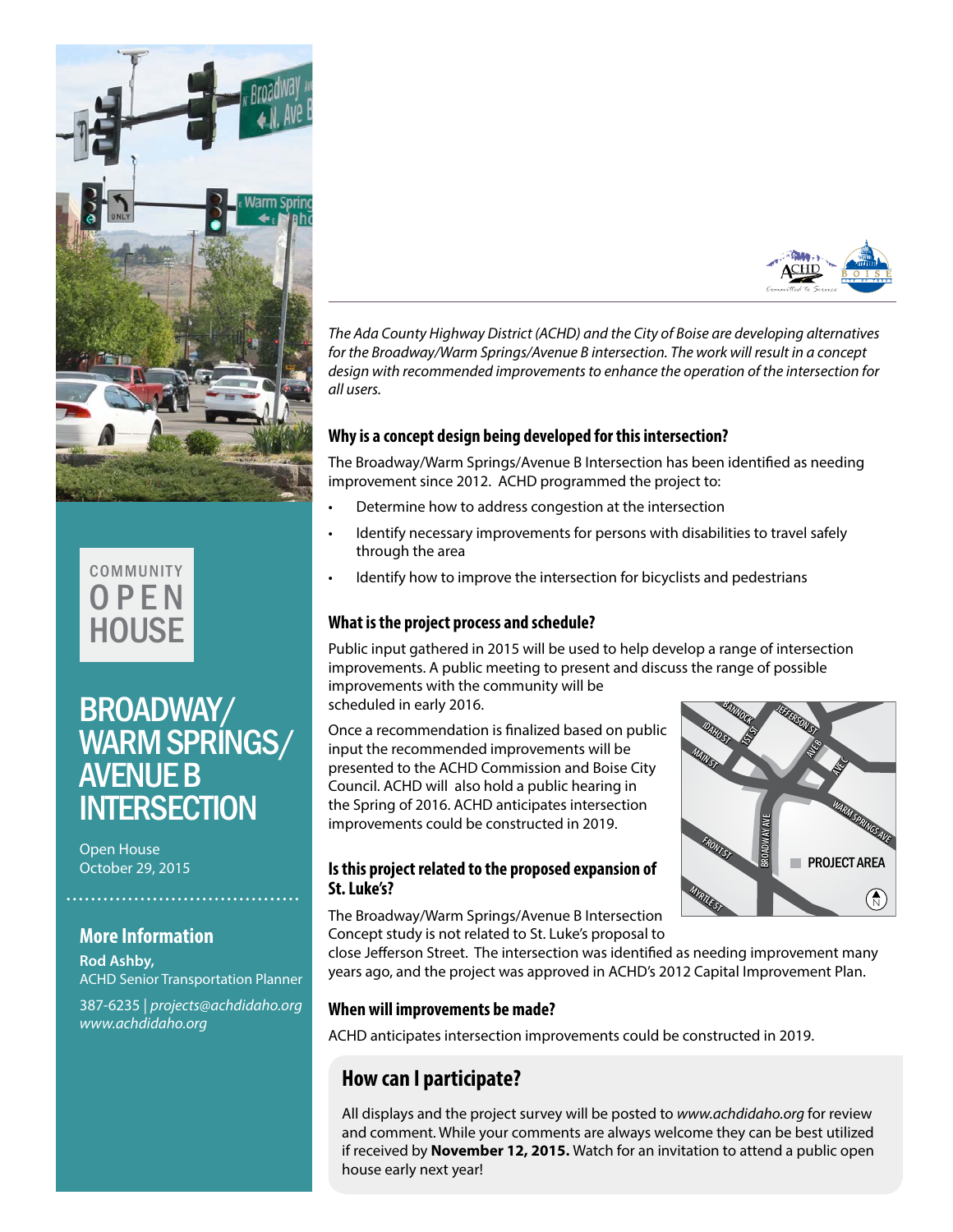COMMUNITY
OPEN
HOUSE

# BROADWAY/ WARM SPRINGS/ AVENUE B INTERSECTION

Open House
October 29, 2015

## More Information

**Rod Ashby,**
ACHD Senior Transportation Planner

387-6235 | *projects@achdidaho.org*
*www.achdidaho.org*

*The Ada County Highway District (ACHD) and the City of Boise are developing alternatives for the Broadway/Warm Springs/Avenue B intersection. The work will result in a concept design with recommended improvements to enhance the operation of the intersection for all users.*

### Why is a concept design being developed for this intersection?

The Broadway/Warm Springs/Avenue B Intersection has been identified as needing improvement since 2012. ACHD programmed the project to:

- Determine how to address congestion at the intersection
- Identify necessary improvements for persons with disabilities to travel safely through the area
- Identify how to improve the intersection for bicyclists and pedestrians

### What is the project process and schedule?

Public input gathered in 2015 will be used to help develop a range of intersection improvements. A public meeting to present and discuss the range of possible improvements with the community will be scheduled in early 2016.

Once a recommendation is finalized based on public input the recommended improvements will be presented to the ACHD Commission and Boise City Council. ACHD will also hold a public hearing in the Spring of 2016. ACHD anticipates intersection improvements could be constructed in 2019.

### Is this project related to the proposed expansion of St. Luke's?

The Broadway/Warm Springs/Avenue B Intersection Concept study is not related to St. Luke's proposal to close Jefferson Street. The intersection was identified as needing improvement many years ago, and the project was approved in ACHD's 2012 Capital Improvement Plan.

### When will improvements be made?

ACHD anticipates intersection improvements could be constructed in 2019.

## How can I participate?

All displays and the project survey will be posted to *www.achdidaho.org* for review and comment. While your comments are always welcome they can be best utilized if received by **November 12, 2015.** Watch for an invitation to attend a public open house early next year!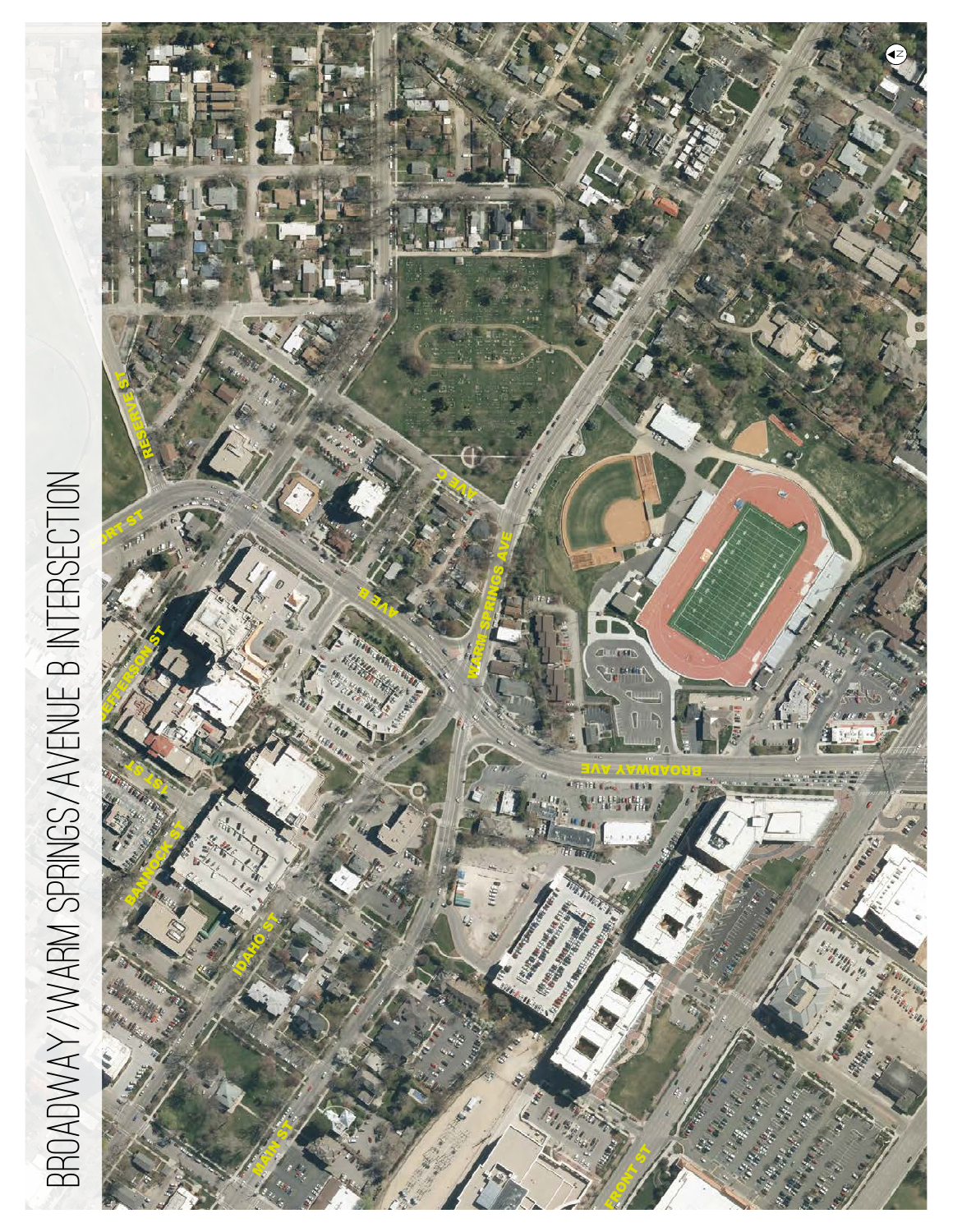# BROADWAY/WARM SPRINGS/AVENUE B INTERSECTION

RESERVE ST

FORT ST

AVE C

WARM SPRINGS AVE

AVE B

JEFFERSON ST

1ST ST

BROADWAY AVE

BANNOCK ST

IDAHO ST

MAIN ST

FRONT ST

N